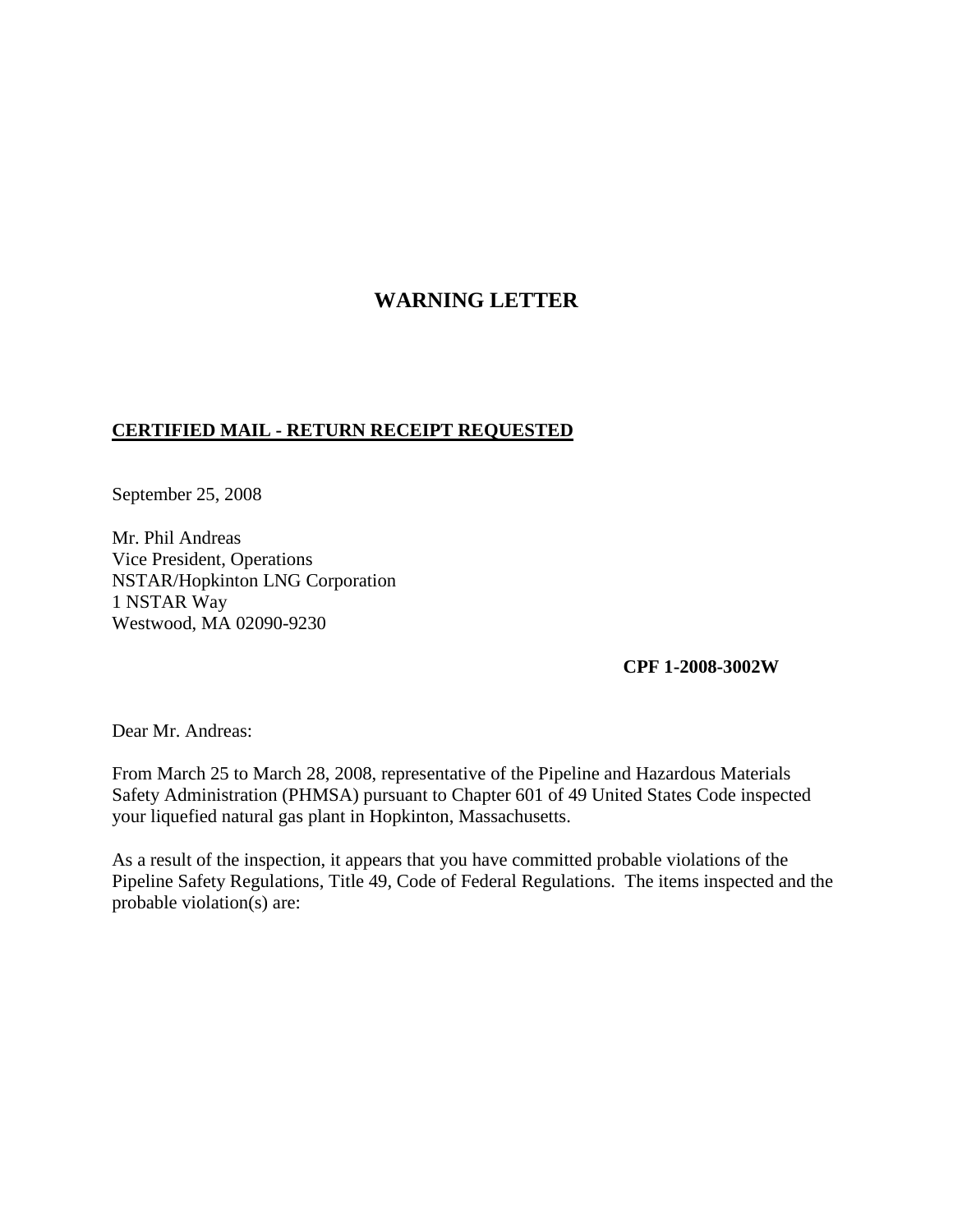# WARNING LETTER

**CERTIFIED MAIL - RETURN RECEIPT REQUESTED**

September 25, 2008

Mr. Phil Andreas
Vice President, Operations
NSTAR/Hopkinton LNG Corporation
1 NSTAR Way
Westwood, MA 02090-9230

**CPF 1-2008-3002W**

Dear Mr. Andreas:

From March 25 to March 28, 2008, representative of the Pipeline and Hazardous Materials Safety Administration (PHMSA) pursuant to Chapter 601 of 49 United States Code inspected your liquefied natural gas plant in Hopkinton, Massachusetts.

As a result of the inspection, it appears that you have committed probable violations of the Pipeline Safety Regulations, Title 49, Code of Federal Regulations. The items inspected and the probable violation(s) are: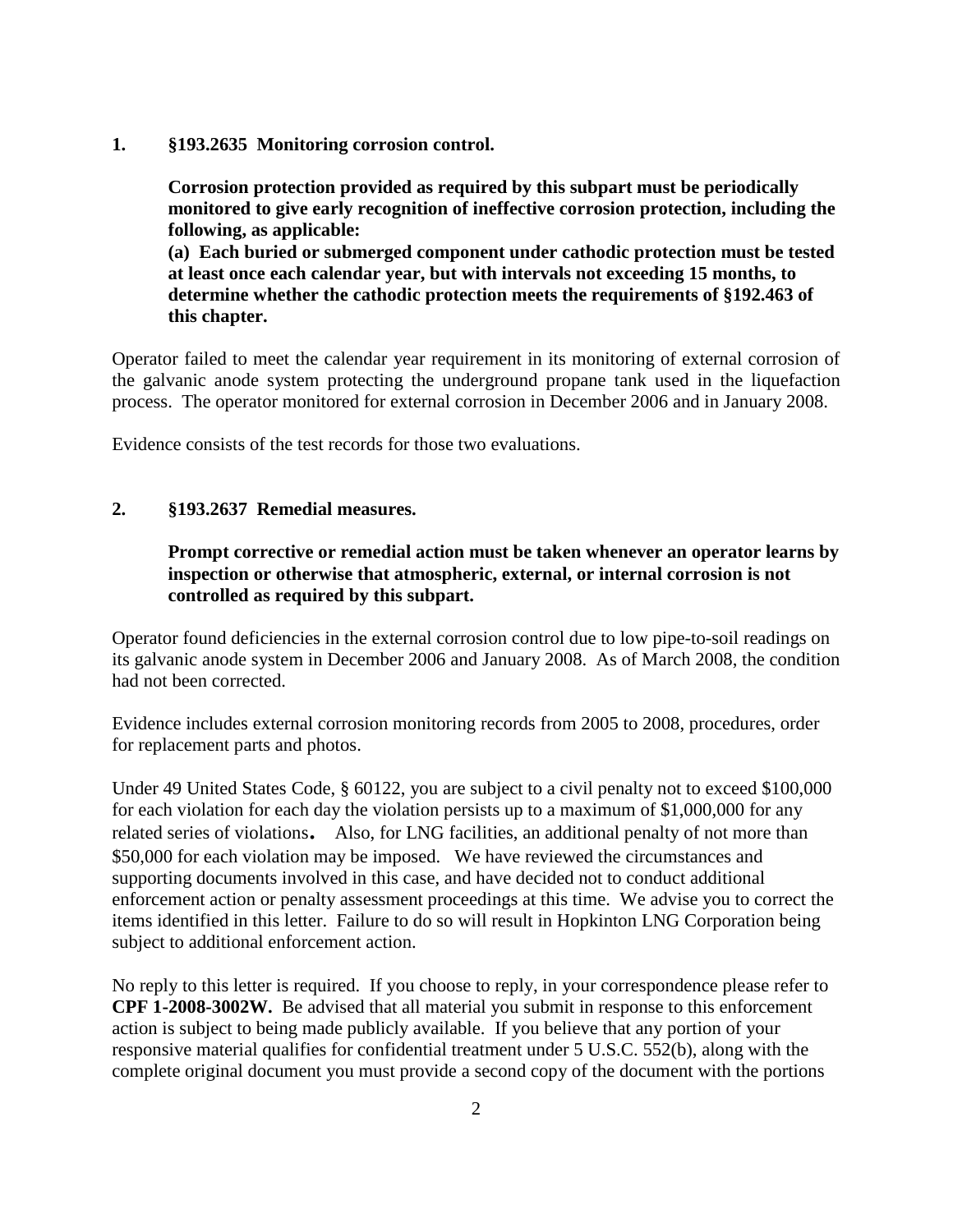**1. §193.2635 Monitoring corrosion control.**

**Corrosion protection provided as required by this subpart must be periodically monitored to give early recognition of ineffective corrosion protection, including the following, as applicable:**
**(a) Each buried or submerged component under cathodic protection must be tested at least once each calendar year, but with intervals not exceeding 15 months, to determine whether the cathodic protection meets the requirements of §192.463 of this chapter.**

Operator failed to meet the calendar year requirement in its monitoring of external corrosion of the galvanic anode system protecting the underground propane tank used in the liquefaction process. The operator monitored for external corrosion in December 2006 and in January 2008.

Evidence consists of the test records for those two evaluations.

**2. §193.2637 Remedial measures.**

**Prompt corrective or remedial action must be taken whenever an operator learns by inspection or otherwise that atmospheric, external, or internal corrosion is not controlled as required by this subpart.**

Operator found deficiencies in the external corrosion control due to low pipe-to-soil readings on its galvanic anode system in December 2006 and January 2008. As of March 2008, the condition had not been corrected.

Evidence includes external corrosion monitoring records from 2005 to 2008, procedures, order for replacement parts and photos.

Under 49 United States Code, § 60122, you are subject to a civil penalty not to exceed $100,000 for each violation for each day the violation persists up to a maximum of $1,000,000 for any related series of violations. Also, for LNG facilities, an additional penalty of not more than $50,000 for each violation may be imposed. We have reviewed the circumstances and supporting documents involved in this case, and have decided not to conduct additional enforcement action or penalty assessment proceedings at this time. We advise you to correct the items identified in this letter. Failure to do so will result in Hopkinton LNG Corporation being subject to additional enforcement action.

No reply to this letter is required. If you choose to reply, in your correspondence please refer to **CPF 1-2008-3002W.** Be advised that all material you submit in response to this enforcement action is subject to being made publicly available. If you believe that any portion of your responsive material qualifies for confidential treatment under 5 U.S.C. 552(b), along with the complete original document you must provide a second copy of the document with the portions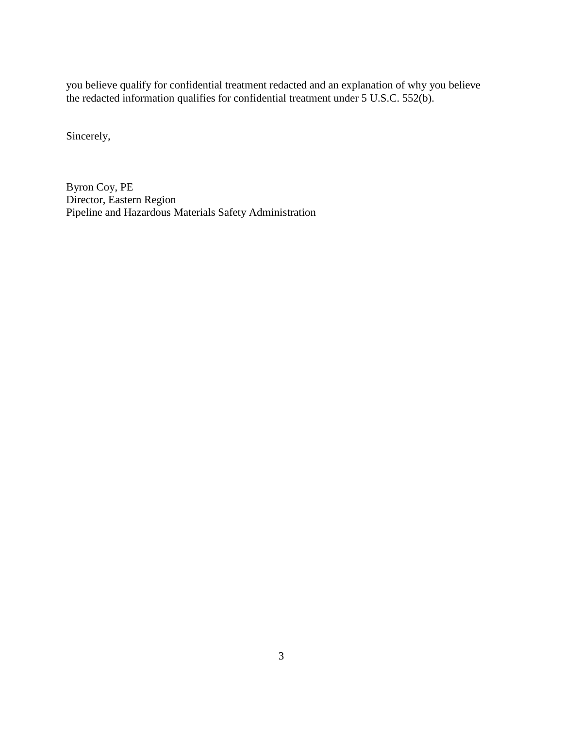you believe qualify for confidential treatment redacted and an explanation of why you believe the redacted information qualifies for confidential treatment under 5 U.S.C. 552(b).

Sincerely,

Byron Coy, PE  
Director, Eastern Region  
Pipeline and Hazardous Materials Safety Administration